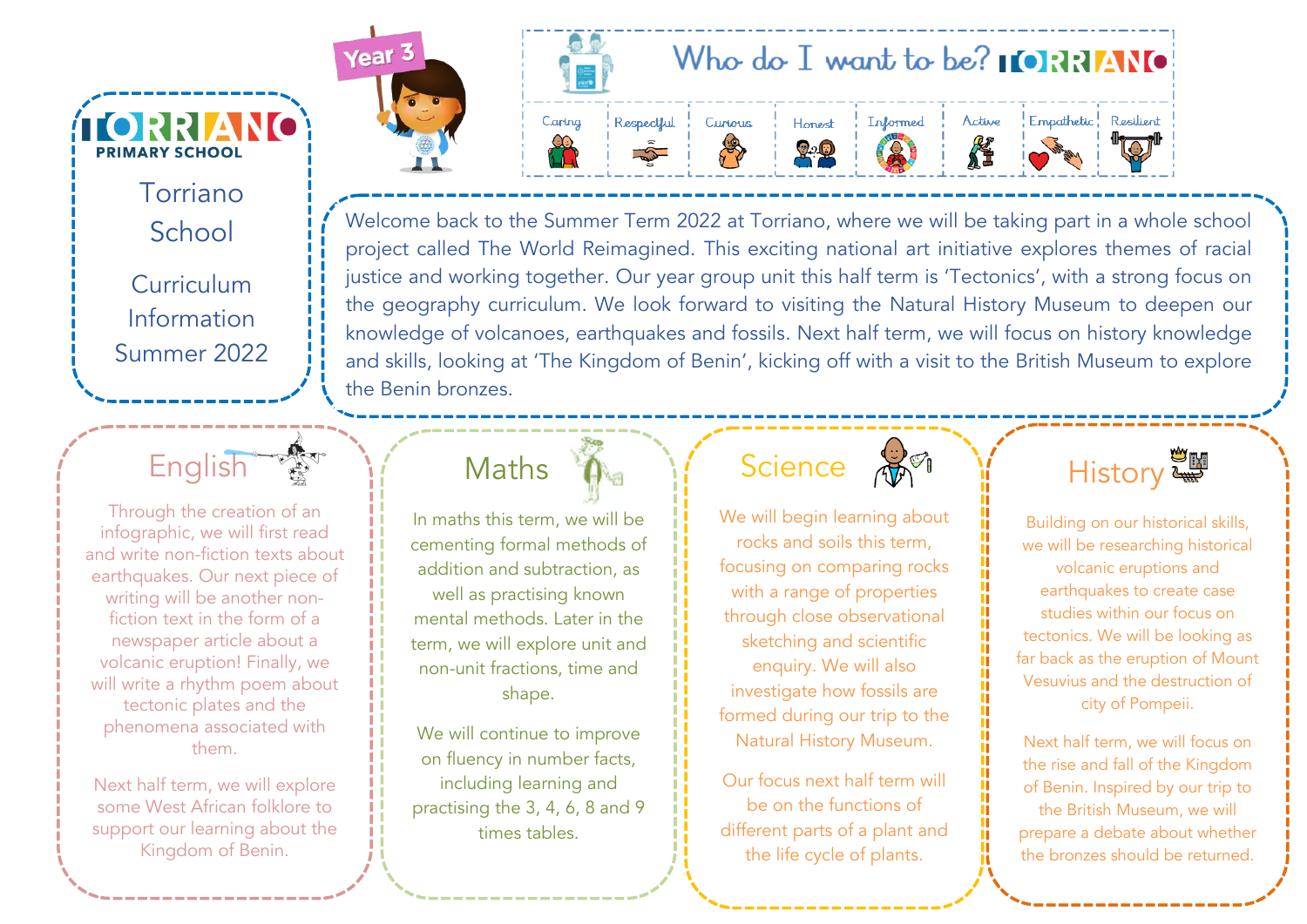# Torriano Primary School

## Torriano School

## Curriculum Information Summer 2022

Year 3

**Who do I want to be? TORRIANO**

| Caring | Respectful | Curious | Honest | Informed | Active | Empathetic | Resilient |
|---|---|---|---|---|---|---|---|

Welcome back to the Summer Term 2022 at Torriano, where we will be taking part in a whole school project called The World Reimagined. This exciting national art initiative explores themes of racial justice and working together. Our year group unit this half term is 'Tectonics', with a strong focus on the geography curriculum. We look forward to visiting the Natural History Museum to deepen our knowledge of volcanoes, earthquakes and fossils. Next half term, we will focus on history knowledge and skills, looking at 'The Kingdom of Benin', kicking off with a visit to the British Museum to explore the Benin bronzes.

## English

Through the creation of an infographic, we will first read and write non-fiction texts about earthquakes. Our next piece of writing will be another non-fiction text in the form of a newspaper article about a volcanic eruption! Finally, we will write a rhythm poem about tectonic plates and the phenomena associated with them.

Next half term, we will explore some West African folklore to support our learning about the Kingdom of Benin.

## Maths

In maths this term, we will be cementing formal methods of addition and subtraction, as well as practising known mental methods. Later in the term, we will explore unit and non-unit fractions, time and shape.

We will continue to improve on fluency in number facts, including learning and practising the 3, 4, 6, 8 and 9 times tables.

## Science

We will begin learning about rocks and soils this term, focusing on comparing rocks with a range of properties through close observational sketching and scientific enquiry. We will also investigate how fossils are formed during our trip to the Natural History Museum.

Our focus next half term will be on the functions of different parts of a plant and the life cycle of plants.

## History

Building on our historical skills, we will be researching historical volcanic eruptions and earthquakes to create case studies within our focus on tectonics. We will be looking as far back as the eruption of Mount Vesuvius and the destruction of city of Pompeii.

Next half term, we will focus on the rise and fall of the Kingdom of Benin. Inspired by our trip to the British Museum, we will prepare a debate about whether the bronzes should be returned.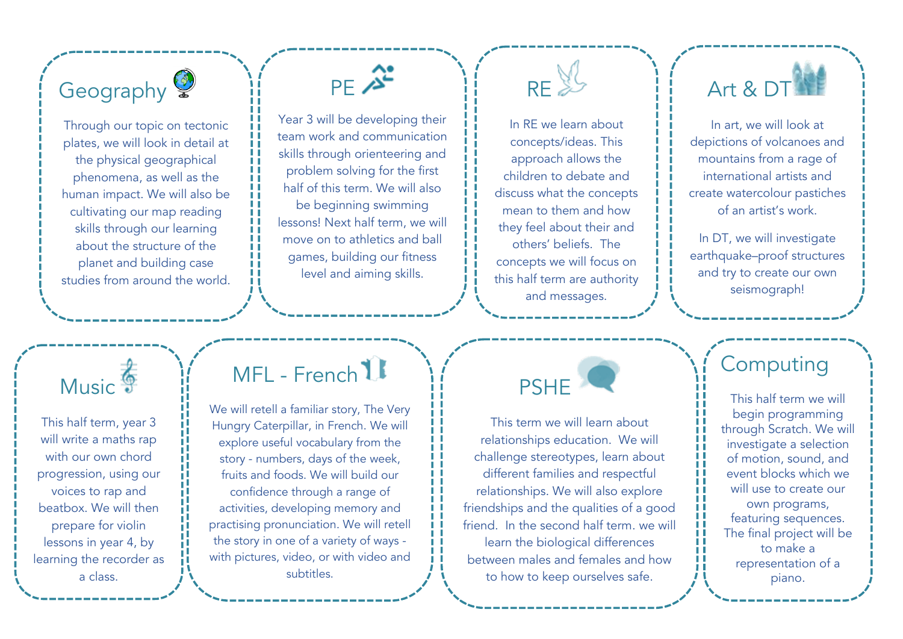## Geography

Through our topic on tectonic plates, we will look in detail at the physical geographical phenomena, as well as the human impact. We will also be cultivating our map reading skills through our learning about the structure of the planet and building case studies from around the world.

## PE

Year 3 will be developing their team work and communication skills through orienteering and problem solving for the first half of this term. We will also be beginning swimming lessons! Next half term, we will move on to athletics and ball games, building our fitness level and aiming skills.

## RE

In RE we learn about concepts/ideas. This approach allows the children to debate and discuss what the concepts mean to them and how they feel about their and others' beliefs. The concepts we will focus on this half term are authority and messages.

## Art & DT

In art, we will look at depictions of volcanoes and mountains from a rage of international artists and create watercolour pastiches of an artist's work.

In DT, we will investigate earthquake–proof structures and try to create our own seismograph!

## Music

This half term, year 3 will write a maths rap with our own chord progression, using our voices to rap and beatbox. We will then prepare for violin lessons in year 4, by learning the recorder as a class.

## MFL - French

We will retell a familiar story, The Very Hungry Caterpillar, in French. We will explore useful vocabulary from the story - numbers, days of the week, fruits and foods. We will build our confidence through a range of activities, developing memory and practising pronunciation. We will retell the story in one of a variety of ways - with pictures, video, or with video and subtitles.

## PSHE

This term we will learn about relationships education. We will challenge stereotypes, learn about different families and respectful relationships. We will also explore friendships and the qualities of a good friend. In the second half term. we will learn the biological differences between males and females and how to how to keep ourselves safe.

## Computing

This half term we will begin programming through Scratch. We will investigate a selection of motion, sound, and event blocks which we will use to create our own programs, featuring sequences. The final project will be to make a representation of a piano.